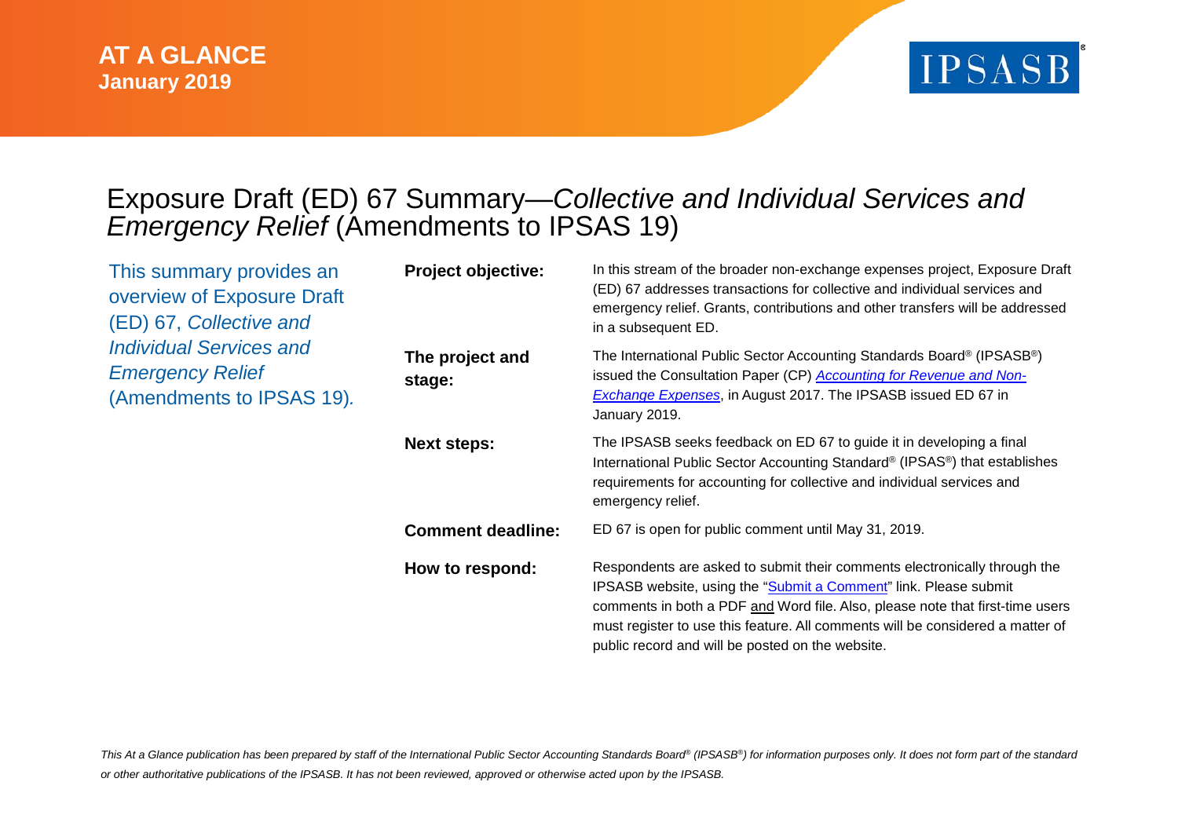**AT A GLANCE**
**January 2019**

IPSASB®

# Exposure Draft (ED) 67 Summary—*Collective and Individual Services and Emergency Relief* (Amendments to IPSAS 19)

This summary provides an overview of Exposure Draft (ED) 67, *Collective and Individual Services and Emergency Relief* (Amendments to IPSAS 19).

**Project objective:** In this stream of the broader non-exchange expenses project, Exposure Draft (ED) 67 addresses transactions for collective and individual services and emergency relief. Grants, contributions and other transfers will be addressed in a subsequent ED.

**The project and stage:** The International Public Sector Accounting Standards Board® (IPSASB®) issued the Consultation Paper (CP) [*Accounting for Revenue and Non-Exchange Expenses*](), in August 2017. The IPSASB issued ED 67 in January 2019.

**Next steps:** The IPSASB seeks feedback on ED 67 to guide it in developing a final International Public Sector Accounting Standard® (IPSAS®) that establishes requirements for accounting for collective and individual services and emergency relief.

**Comment deadline:** ED 67 is open for public comment until May 31, 2019.

**How to respond:** Respondents are asked to submit their comments electronically through the IPSASB website, using the "[Submit a Comment]()" link. Please submit comments in both a PDF and Word file. Also, please note that first-time users must register to use this feature. All comments will be considered a matter of public record and will be posted on the website.

*This At a Glance publication has been prepared by staff of the International Public Sector Accounting Standards Board® (IPSASB®) for information purposes only. It does not form part of the standard or other authoritative publications of the IPSASB. It has not been reviewed, approved or otherwise acted upon by the IPSASB.*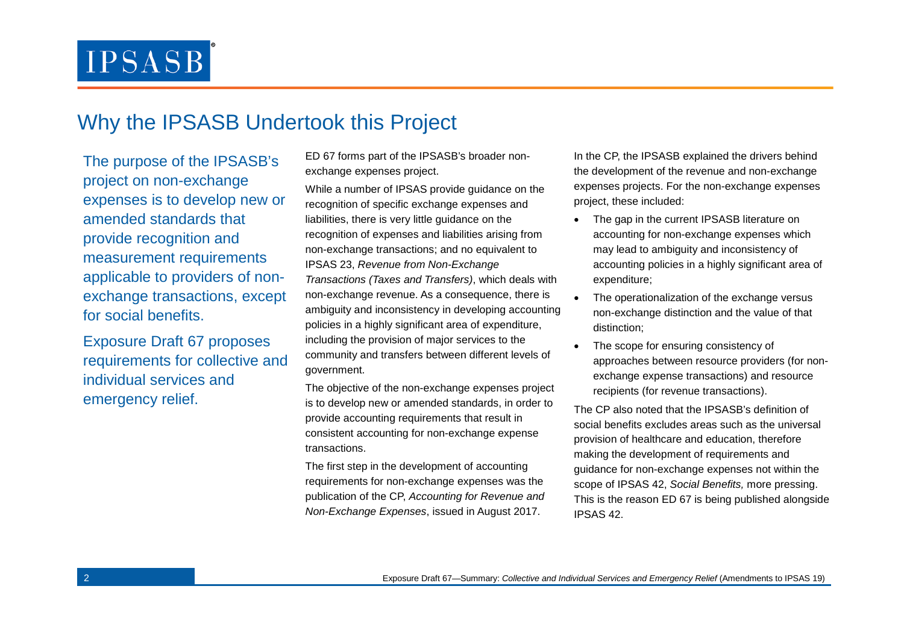# Why the IPSASB Undertook this Project

The purpose of the IPSASB's project on non-exchange expenses is to develop new or amended standards that provide recognition and measurement requirements applicable to providers of non-exchange transactions, except for social benefits.

Exposure Draft 67 proposes requirements for collective and individual services and emergency relief.

ED 67 forms part of the IPSASB's broader non-exchange expenses project.

While a number of IPSAS provide guidance on the recognition of specific exchange expenses and liabilities, there is very little guidance on the recognition of expenses and liabilities arising from non-exchange transactions; and no equivalent to IPSAS 23, *Revenue from Non-Exchange Transactions (Taxes and Transfers)*, which deals with non-exchange revenue. As a consequence, there is ambiguity and inconsistency in developing accounting policies in a highly significant area of expenditure, including the provision of major services to the community and transfers between different levels of government.

The objective of the non-exchange expenses project is to develop new or amended standards, in order to provide accounting requirements that result in consistent accounting for non-exchange expense transactions.

The first step in the development of accounting requirements for non-exchange expenses was the publication of the CP, *Accounting for Revenue and Non-Exchange Expenses*, issued in August 2017.

In the CP, the IPSASB explained the drivers behind the development of the revenue and non-exchange expenses projects. For the non-exchange expenses project, these included:

- The gap in the current IPSASB literature on accounting for non-exchange expenses which may lead to ambiguity and inconsistency of accounting policies in a highly significant area of expenditure;
- The operationalization of the exchange versus non-exchange distinction and the value of that distinction;
- The scope for ensuring consistency of approaches between resource providers (for non-exchange expense transactions) and resource recipients (for revenue transactions).

The CP also noted that the IPSASB's definition of social benefits excludes areas such as the universal provision of healthcare and education, therefore making the development of requirements and guidance for non-exchange expenses not within the scope of IPSAS 42, *Social Benefits,* more pressing. This is the reason ED 67 is being published alongside IPSAS 42.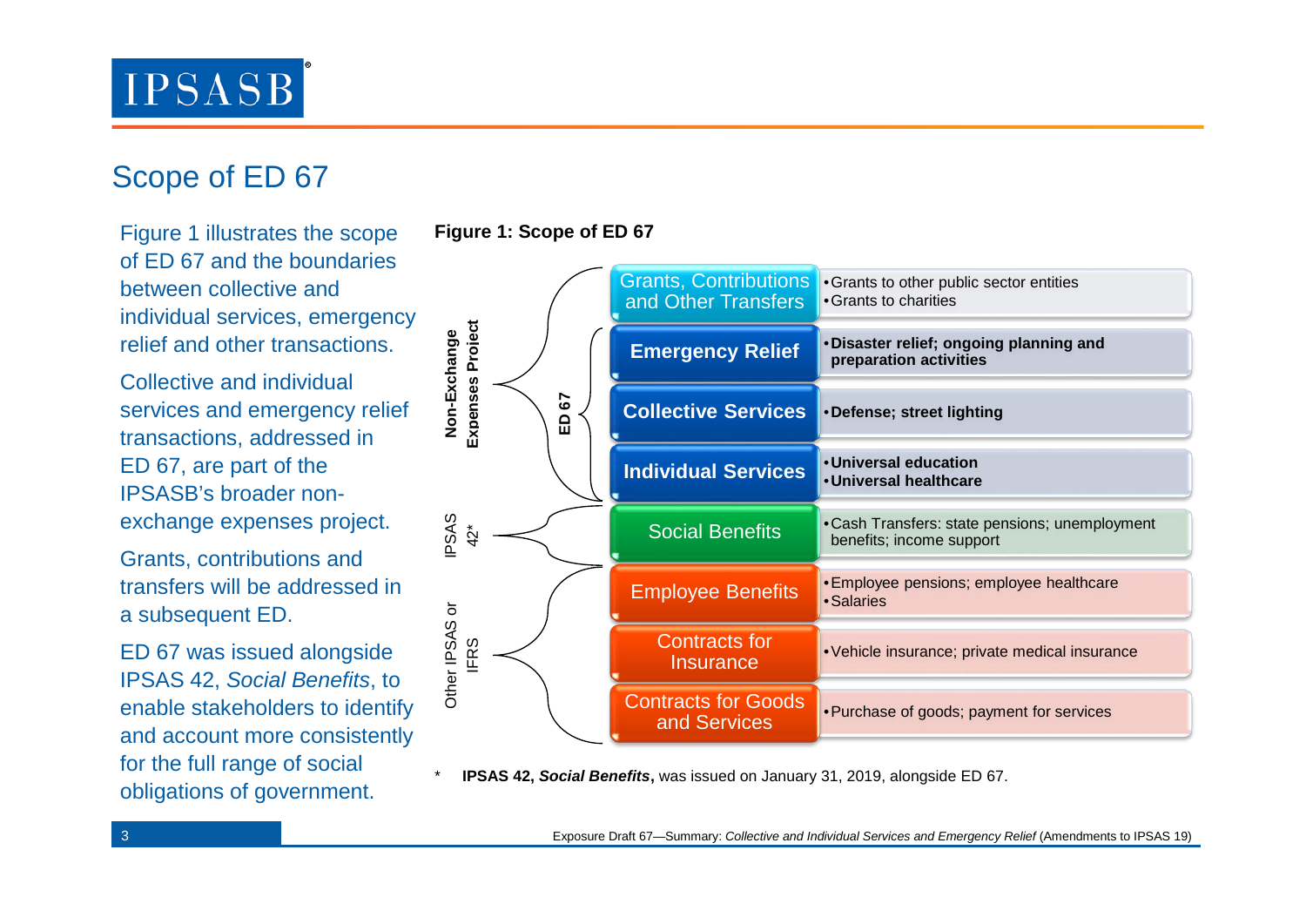# Scope of ED 67

Figure 1 illustrates the scope of ED 67 and the boundaries between collective and individual services, emergency relief and other transactions.

Collective and individual services and emergency relief transactions, addressed in ED 67, are part of the IPSASB's broader non-exchange expenses project.

Grants, contributions and transfers will be addressed in a subsequent ED.

ED 67 was issued alongside IPSAS 42, *Social Benefits*, to enable stakeholders to identify and account more consistently for the full range of social obligations of government.

**Figure 1: Scope of ED 67**

| Grouping | Sub-grouping | Category | Examples |
|---|---|---|---|
| Non-Exchange Expenses Project | | Grants, Contributions and Other Transfers | • Grants to other public sector entities<br>• Grants to charities |
| | ED 67 | **Emergency Relief** | • **Disaster relief; ongoing planning and preparation activities** |
| | | **Collective Services** | • **Defense; street lighting** |
| | | **Individual Services** | • **Universal education**<br>• **Universal healthcare** |
| IPSAS 42* | | Social Benefits | • Cash Transfers: state pensions; unemployment benefits; income support |
| Other IPSAS or IFRS | | Employee Benefits | • Employee pensions; employee healthcare<br>• Salaries |
| | | Contracts for Insurance | • Vehicle insurance; private medical insurance |
| | | Contracts for Goods and Services | • Purchase of goods; payment for services |

\* **IPSAS 42, *Social Benefits***, was issued on January 31, 2019, alongside ED 67.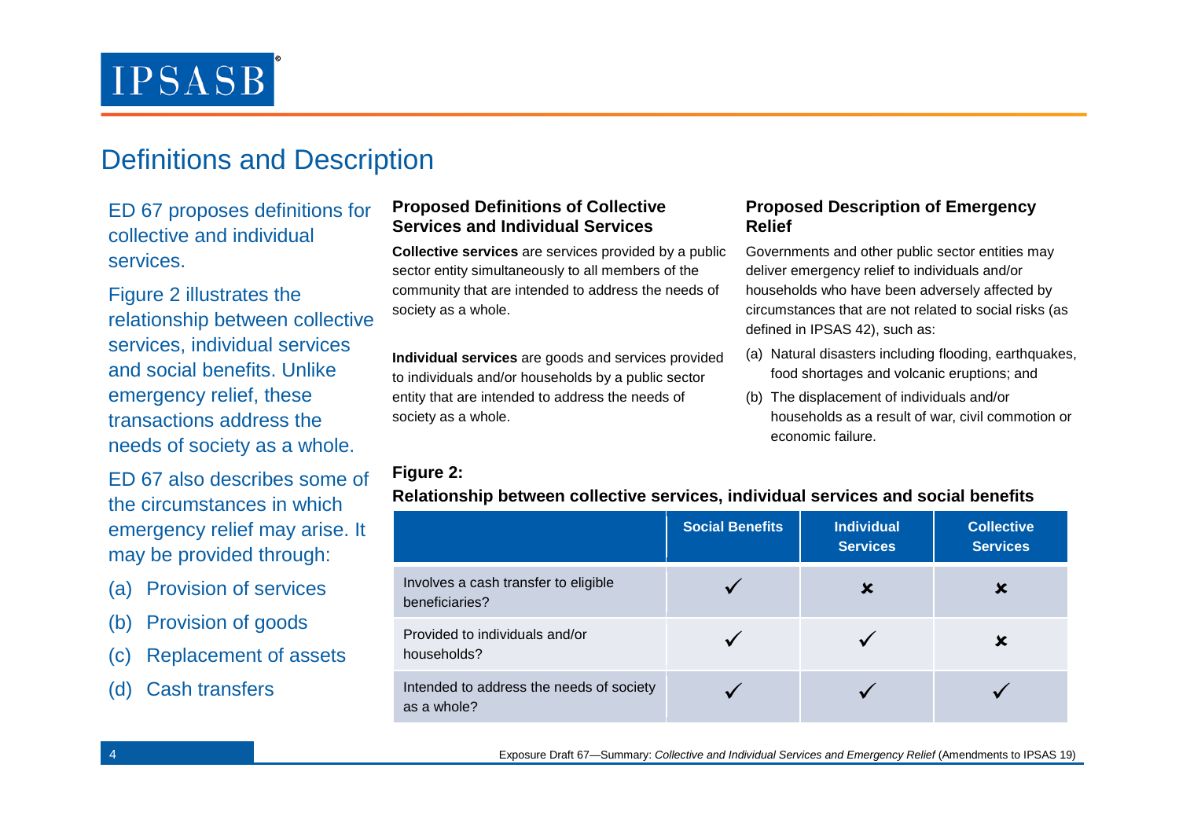## Definitions and Description

ED 67 proposes definitions for collective and individual services.

Figure 2 illustrates the relationship between collective services, individual services and social benefits. Unlike emergency relief, these transactions address the needs of society as a whole.

ED 67 also describes some of the circumstances in which emergency relief may arise. It may be provided through:

(a) Provision of services

(b) Provision of goods

(c) Replacement of assets

(d) Cash transfers

### Proposed Definitions of Collective Services and Individual Services

**Collective services** are services provided by a public sector entity simultaneously to all members of the community that are intended to address the needs of society as a whole.

**Individual services** are goods and services provided to individuals and/or households by a public sector entity that are intended to address the needs of society as a whole.

### Proposed Description of Emergency Relief

Governments and other public sector entities may deliver emergency relief to individuals and/or households who have been adversely affected by circumstances that are not related to social risks (as defined in IPSAS 42), such as:

(a) Natural disasters including flooding, earthquakes, food shortages and volcanic eruptions; and

(b) The displacement of individuals and/or households as a result of war, civil commotion or economic failure.

**Figure 2:**

**Relationship between collective services, individual services and social benefits**

| | Social Benefits | Individual Services | Collective Services |
|---|---|---|---|
| Involves a cash transfer to eligible beneficiaries? | ✓ | ✘ | ✘ |
| Provided to individuals and/or households? | ✓ | ✓ | ✘ |
| Intended to address the needs of society as a whole? | ✓ | ✓ | ✓ |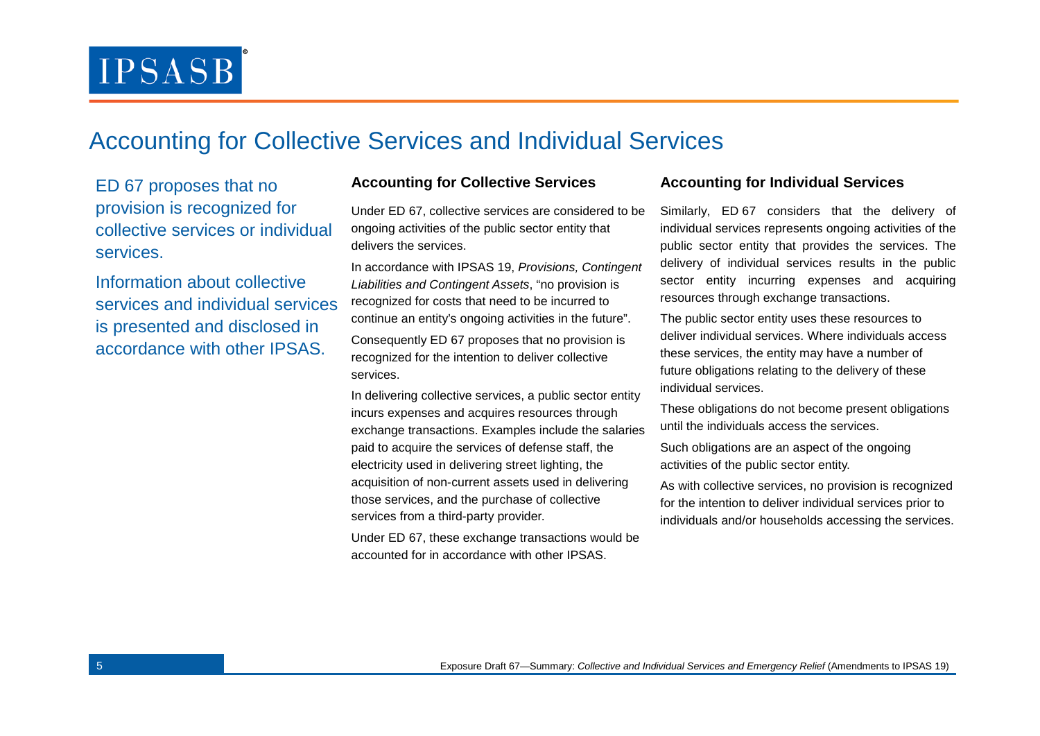# Accounting for Collective Services and Individual Services

ED 67 proposes that no provision is recognized for collective services or individual services.

Information about collective services and individual services is presented and disclosed in accordance with other IPSAS.

### Accounting for Collective Services

Under ED 67, collective services are considered to be ongoing activities of the public sector entity that delivers the services.

In accordance with IPSAS 19, *Provisions, Contingent Liabilities and Contingent Assets*, "no provision is recognized for costs that need to be incurred to continue an entity's ongoing activities in the future".

Consequently ED 67 proposes that no provision is recognized for the intention to deliver collective services.

In delivering collective services, a public sector entity incurs expenses and acquires resources through exchange transactions. Examples include the salaries paid to acquire the services of defense staff, the electricity used in delivering street lighting, the acquisition of non-current assets used in delivering those services, and the purchase of collective services from a third-party provider.

Under ED 67, these exchange transactions would be accounted for in accordance with other IPSAS.

### Accounting for Individual Services

Similarly, ED 67 considers that the delivery of individual services represents ongoing activities of the public sector entity that provides the services. The delivery of individual services results in the public sector entity incurring expenses and acquiring resources through exchange transactions.

The public sector entity uses these resources to deliver individual services. Where individuals access these services, the entity may have a number of future obligations relating to the delivery of these individual services.

These obligations do not become present obligations until the individuals access the services.

Such obligations are an aspect of the ongoing activities of the public sector entity.

As with collective services, no provision is recognized for the intention to deliver individual services prior to individuals and/or households accessing the services.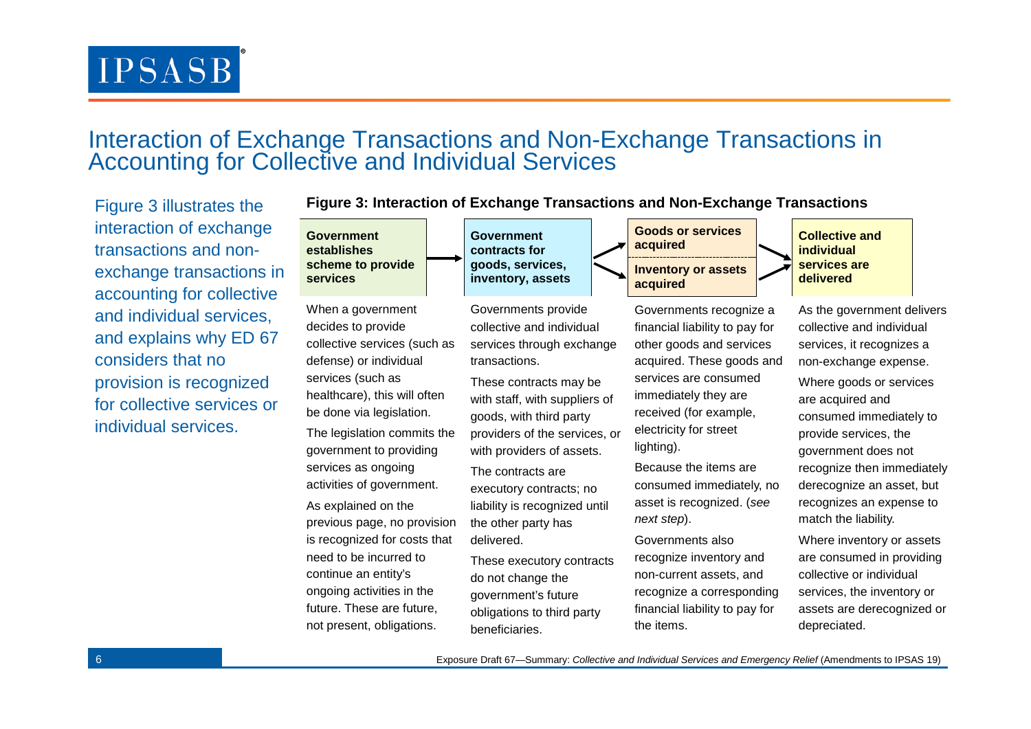# Interaction of Exchange Transactions and Non-Exchange Transactions in Accounting for Collective and Individual Services

Figure 3 illustrates the interaction of exchange transactions and non-exchange transactions in accounting for collective and individual services, and explains why ED 67 considers that no provision is recognized for collective services or individual services.

**Figure 3: Interaction of Exchange Transactions and Non-Exchange Transactions**

**Government establishes scheme to provide services**

When a government decides to provide collective services (such as defense) or individual services (such as healthcare), this will often be done via legislation.

The legislation commits the government to providing services as ongoing activities of government.

As explained on the previous page, no provision is recognized for costs that need to be incurred to continue an entity's ongoing activities in the future. These are future, not present, obligations.

**Government contracts for goods, services, inventory, assets**

Governments provide collective and individual services through exchange transactions.

These contracts may be with staff, with suppliers of goods, with third party providers of the services, or with providers of assets.

The contracts are executory contracts; no liability is recognized until the other party has delivered.

These executory contracts do not change the government's future obligations to third party beneficiaries.

**Goods or services acquired** / **Inventory or assets acquired**

Governments recognize a financial liability to pay for other goods and services acquired. These goods and services are consumed immediately they are received (for example, electricity for street lighting).

Because the items are consumed immediately, no asset is recognized. (*see next step*).

Governments also recognize inventory and non-current assets, and recognize a corresponding financial liability to pay for the items.

**Collective and individual services are delivered**

As the government delivers collective and individual services, it recognizes a non-exchange expense.

Where goods or services are acquired and consumed immediately to provide services, the government does not recognize then immediately derecognize an asset, but recognizes an expense to match the liability.

Where inventory or assets are consumed in providing collective or individual services, the inventory or assets are derecognized or depreciated.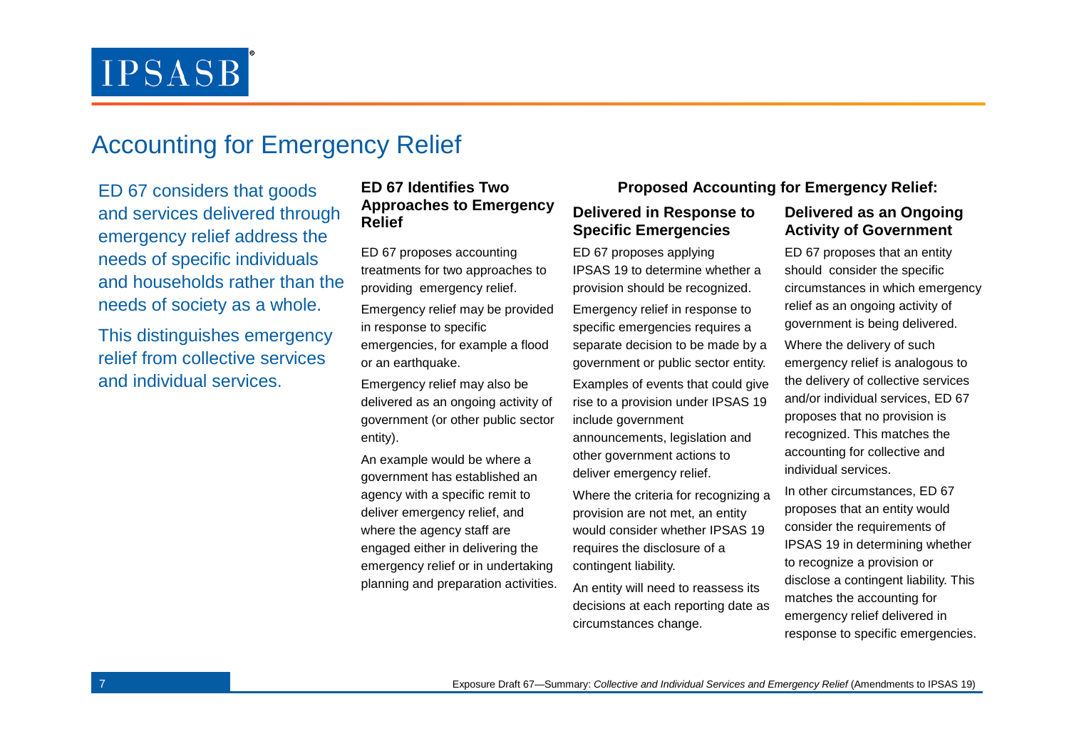# Accounting for Emergency Relief

ED 67 considers that goods and services delivered through emergency relief address the needs of specific individuals and households rather than the needs of society as a whole.

This distinguishes emergency relief from collective services and individual services.

### ED 67 Identifies Two Approaches to Emergency Relief

ED 67 proposes accounting treatments for two approaches to providing emergency relief.

Emergency relief may be provided in response to specific emergencies, for example a flood or an earthquake.

Emergency relief may also be delivered as an ongoing activity of government (or other public sector entity).

An example would be where a government has established an agency with a specific remit to deliver emergency relief, and where the agency staff are engaged either in delivering the emergency relief or in undertaking planning and preparation activities.

## Proposed Accounting for Emergency Relief:

### Delivered in Response to Specific Emergencies

ED 67 proposes applying IPSAS 19 to determine whether a provision should be recognized.

Emergency relief in response to specific emergencies requires a separate decision to be made by a government or public sector entity.

Examples of events that could give rise to a provision under IPSAS 19 include government announcements, legislation and other government actions to deliver emergency relief.

Where the criteria for recognizing a provision are not met, an entity would consider whether IPSAS 19 requires the disclosure of a contingent liability.

An entity will need to reassess its decisions at each reporting date as circumstances change.

### Delivered as an Ongoing Activity of Government

ED 67 proposes that an entity should consider the specific circumstances in which emergency relief as an ongoing activity of government is being delivered.

Where the delivery of such emergency relief is analogous to the delivery of collective services and/or individual services, ED 67 proposes that no provision is recognized. This matches the accounting for collective and individual services.

In other circumstances, ED 67 proposes that an entity would consider the requirements of IPSAS 19 in determining whether to recognize a provision or disclose a contingent liability. This matches the accounting for emergency relief delivered in response to specific emergencies.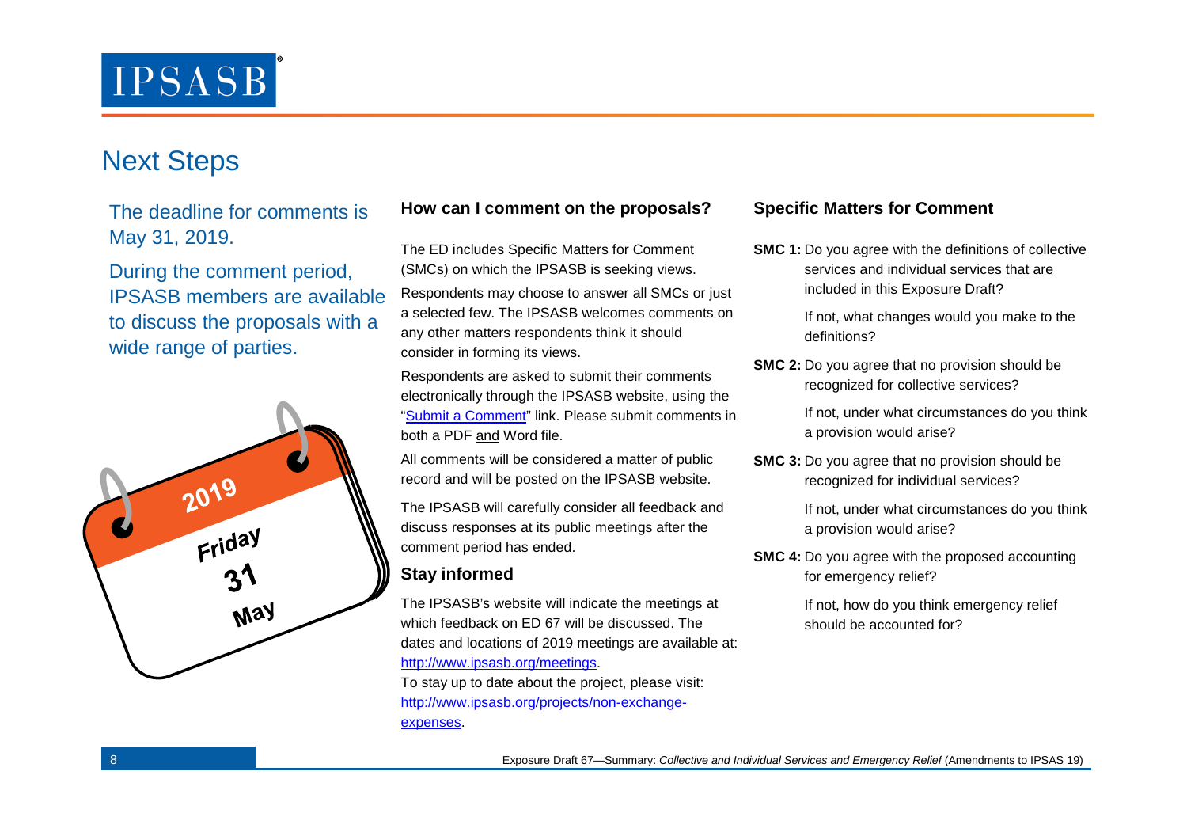## Next Steps

The deadline for comments is May 31, 2019.

During the comment period, IPSASB members are available to discuss the proposals with a wide range of parties.

2019
Friday
31
May

### How can I comment on the proposals?

The ED includes Specific Matters for Comment (SMCs) on which the IPSASB is seeking views.

Respondents may choose to answer all SMCs or just a selected few. The IPSASB welcomes comments on any other matters respondents think it should consider in forming its views.

Respondents are asked to submit their comments electronically through the IPSASB website, using the "Submit a Comment" link. Please submit comments in both a PDF and Word file.

All comments will be considered a matter of public record and will be posted on the IPSASB website.

The IPSASB will carefully consider all feedback and discuss responses at its public meetings after the comment period has ended.

### Stay informed

The IPSASB's website will indicate the meetings at which feedback on ED 67 will be discussed. The dates and locations of 2019 meetings are available at: http://www.ipsasb.org/meetings.

To stay up to date about the project, please visit: http://www.ipsasb.org/projects/non-exchange-expenses.

### Specific Matters for Comment

**SMC 1:** Do you agree with the definitions of collective services and individual services that are included in this Exposure Draft?

If not, what changes would you make to the definitions?

**SMC 2:** Do you agree that no provision should be recognized for collective services?

If not, under what circumstances do you think a provision would arise?

**SMC 3:** Do you agree that no provision should be recognized for individual services?

If not, under what circumstances do you think a provision would arise?

**SMC 4:** Do you agree with the proposed accounting for emergency relief?

If not, how do you think emergency relief should be accounted for?